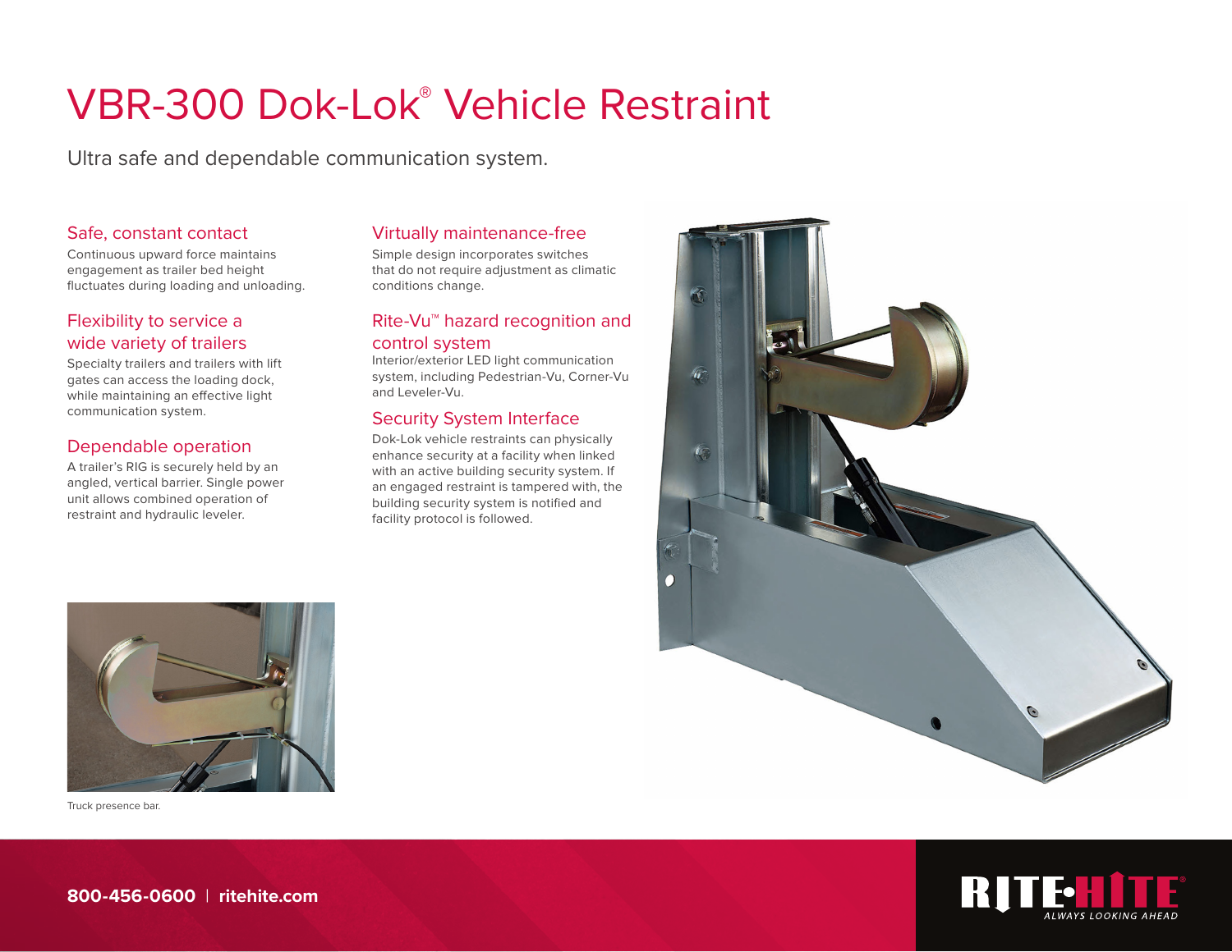# VBR-300 Dok-Lok® Vehicle Restraint

Ultra safe and dependable communication system.

## Safe, constant contact

Continuous upward force maintains engagement as trailer bed height fluctuates during loading and unloading.

## Flexibility to service a wide variety of trailers

Specialty trailers and trailers with lift gates can access the loading dock, while maintaining an effective light communication system.

## Dependable operation

A trailer's RIG is securely held by an angled, vertical barrier. Single power unit allows combined operation of restraint and hydraulic leveler.

## Virtually maintenance-free

Simple design incorporates switches that do not require adjustment as climatic conditions change.

## Rite-Vu™ hazard recognition and control system

Interior/exterior LED light communication system, including Pedestrian-Vu, Corner-Vu and Leveler-Vu.

## Security System Interface

Dok-Lok vehicle restraints can physically enhance security at a facility when linked with an active building security system. If an engaged restraint is tampered with, the building security system is notified and facility protocol is followed.

Truck presence bar.

**800-456-0600** | **ritehite.com**

RITE-HITE® ALWAYS LOOKING AHEAD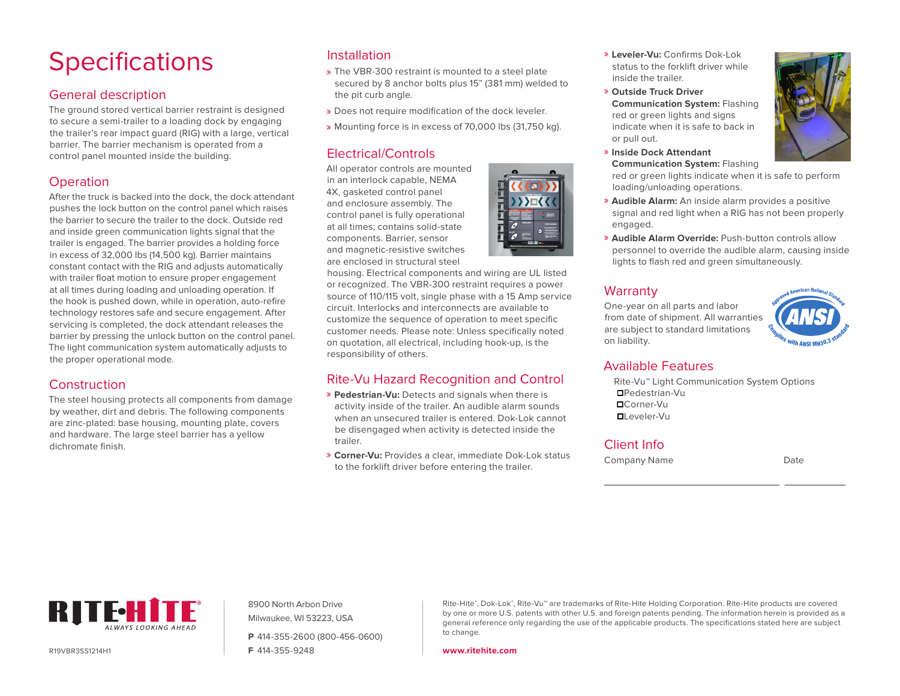# Specifications

## General description

The ground stored vertical barrier restraint is designed to secure a semi-trailer to a loading dock by engaging the trailer's rear impact guard (RIG) with a large, vertical barrier. The barrier mechanism is operated from a control panel mounted inside the building.

## Operation

After the truck is backed into the dock, the dock attendant pushes the lock button on the control panel which raises the barrier to secure the trailer to the dock. Outside red and inside green communication lights signal that the trailer is engaged. The barrier provides a holding force in excess of 32,000 lbs (14,500 kg). Barrier maintains constant contact with the RIG and adjusts automatically with trailer float motion to ensure proper engagement at all times during loading and unloading operation. If the hook is pushed down, while in operation, auto-refire technology restores safe and secure engagement. After servicing is completed, the dock attendant releases the barrier by pressing the unlock button on the control panel. The light communication system automatically adjusts to the proper operational mode.

## Construction

The steel housing protects all components from damage by weather, dirt and debris. The following components are zinc-plated: base housing, mounting plate, covers and hardware. The large steel barrier has a yellow dichromate finish.

## Installation

- The VBR-300 restraint is mounted to a steel plate secured by 8 anchor bolts plus 15" (381 mm) welded to the pit curb angle.
- Does not require modification of the dock leveler.
- Mounting force is in excess of 70,000 lbs (31,750 kg).

## Electrical/Controls

All operator controls are mounted in an interlock capable, NEMA 4X, gasketed control panel and enclosure assembly. The control panel is fully operational at all times; contains solid-state components. Barrier, sensor and magnetic-resistive switches are enclosed in structural steel housing. Electrical components and wiring are UL listed or recognized. The VBR-300 restraint requires a power source of 110/115 volt, single phase with a 15 Amp service circuit. Interlocks and interconnects are available to customize the sequence of operation to meet specific customer needs. Please note: Unless specifically noted on quotation, all electrical, including hook-up, is the responsibility of others.

## Rite-Vu Hazard Recognition and Control

- **Pedestrian-Vu:** Detects and signals when there is activity inside of the trailer. An audible alarm sounds when an unsecured trailer is entered. Dok-Lok cannot be disengaged when activity is detected inside the trailer.
- **Corner-Vu:** Provides a clear, immediate Dok-Lok status to the forklift driver before entering the trailer.
- **Leveler-Vu:** Confirms Dok-Lok status to the forklift driver while inside the trailer.
- **Outside Truck Driver Communication System:** Flashing red or green lights and signs indicate when it is safe to back in or pull out.
- **Inside Dock Attendant Communication System:** Flashing red or green lights indicate when it is safe to perform loading/unloading operations.
- **Audible Alarm:** An inside alarm provides a positive signal and red light when a RIG has not been properly engaged.
- **Audible Alarm Override:** Push-button controls allow personnel to override the audible alarm, causing inside lights to flash red and green simultaneously.

## Warranty

One-year on all parts and labor from date of shipment. All warranties are subject to standard limitations on liability.

Approved American National Standard ANSI Complies with ANSI MH30.3 standard

## Available Features

Rite-Vu™ Light Communication System Options

- ☐ Pedestrian-Vu
- ☐ Corner-Vu
- ☐ Leveler-Vu

## Client Info

Company Name ______________________ Date __________

RITE-HITE® ALWAYS LOOKING AHEAD

R19VBR3SS1214H1

8900 North Arbon Drive
Milwaukee, WI 53223, USA

**P** 414-355-2600 (800-456-0600)
**F** 414-355-9248

Rite-Hite®, Dok-Lok®, Rite-Vu™ are trademarks of Rite-Hite Holding Corporation. Rite-Hite products are covered by one or more U.S. patents with other U.S. and foreign patents pending. The information herein is provided as a general reference only regarding the use of the applicable products. The specifications stated here are subject to change.

**www.ritehite.com**